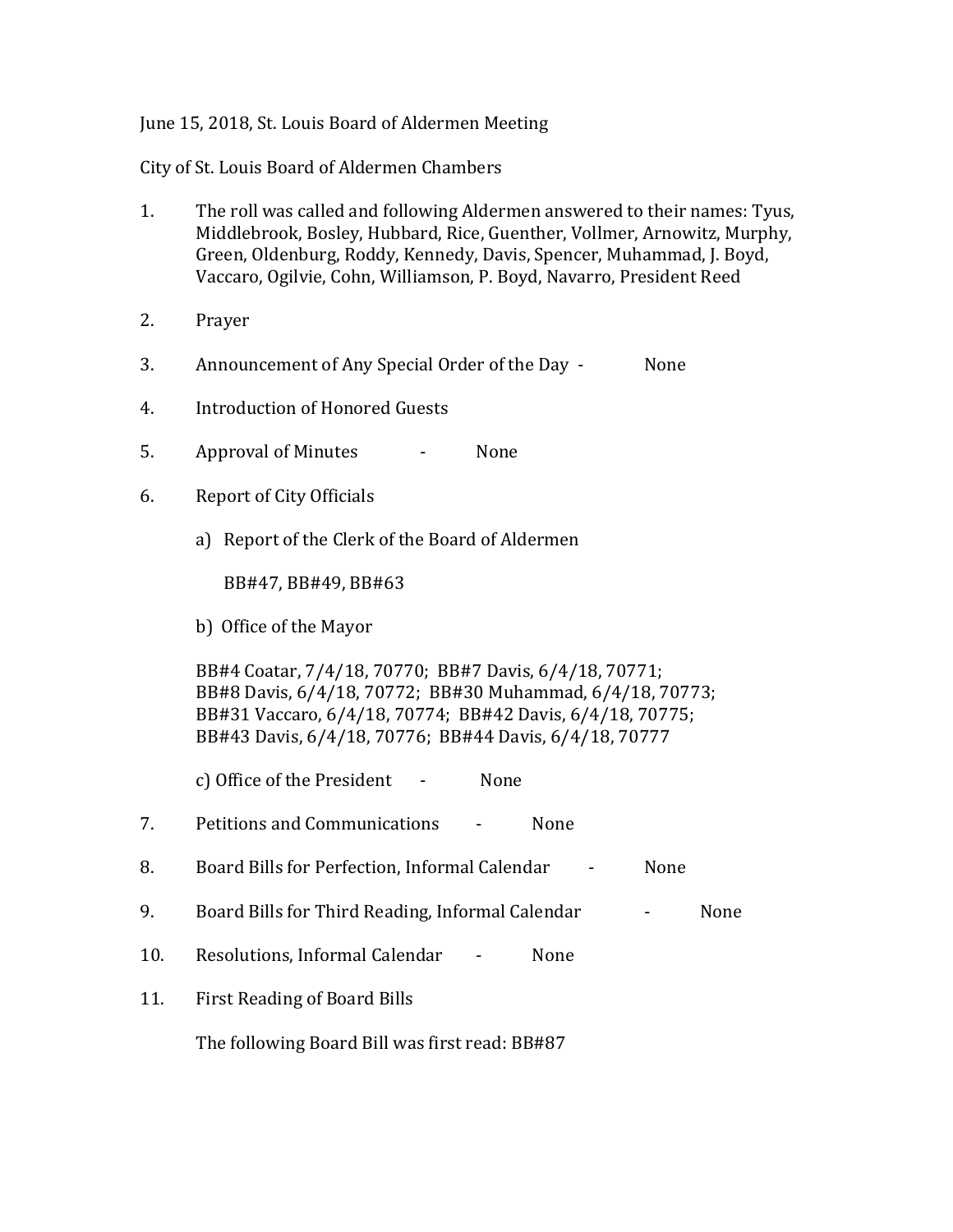June 15, 2018, St. Louis Board of Aldermen Meeting

City of St. Louis Board of Aldermen Chambers

1. The roll was called and following Aldermen answered to their names: Tyus, Middlebrook, Bosley, Hubbard, Rice, Guenther, Vollmer, Arnowitz, Murphy, Green, Oldenburg, Roddy, Kennedy, Davis, Spencer, Muhammad, J. Boyd, Vaccaro, Ogilvie, Cohn, Williamson, P. Boyd, Navarro, President Reed

2. Prayer

3. Announcement of Any Special Order of the Day - None

4. Introduction of Honored Guests

5. Approval of Minutes - None

6. Report of City Officials

   a) Report of the Clerk of the Board of Aldermen

      BB#47, BB#49, BB#63

   b) Office of the Mayor

   BB#4 Coatar, 7/4/18, 70770; BB#7 Davis, 6/4/18, 70771; BB#8 Davis, 6/4/18, 70772; BB#30 Muhammad, 6/4/18, 70773; BB#31 Vaccaro, 6/4/18, 70774; BB#42 Davis, 6/4/18, 70775; BB#43 Davis, 6/4/18, 70776; BB#44 Davis, 6/4/18, 70777

   c) Office of the President - None

7. Petitions and Communications - None

8. Board Bills for Perfection, Informal Calendar - None

9. Board Bills for Third Reading, Informal Calendar - None

10. Resolutions, Informal Calendar - None

11. First Reading of Board Bills

    The following Board Bill was first read: BB#87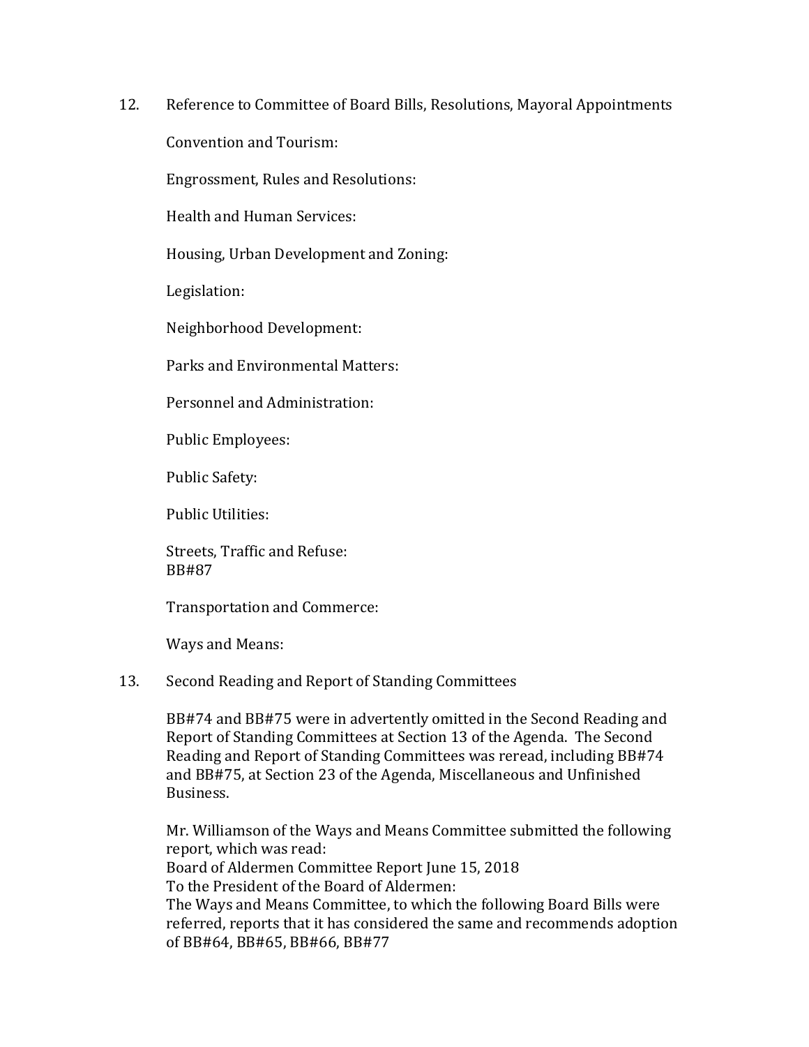12. Reference to Committee of Board Bills, Resolutions, Mayoral Appointments

    Convention and Tourism:

    Engrossment, Rules and Resolutions:

    Health and Human Services:

    Housing, Urban Development and Zoning:

    Legislation:

    Neighborhood Development:

    Parks and Environmental Matters:

    Personnel and Administration:

    Public Employees:

    Public Safety:

    Public Utilities:

    Streets, Traffic and Refuse:
    BB#87

    Transportation and Commerce:

    Ways and Means:

13. Second Reading and Report of Standing Committees

    BB#74 and BB#75 were in advertently omitted in the Second Reading and Report of Standing Committees at Section 13 of the Agenda. The Second Reading and Report of Standing Committees was reread, including BB#74 and BB#75, at Section 23 of the Agenda, Miscellaneous and Unfinished Business.

    Mr. Williamson of the Ways and Means Committee submitted the following report, which was read:
    Board of Aldermen Committee Report June 15, 2018
    To the President of the Board of Aldermen:
    The Ways and Means Committee, to which the following Board Bills were referred, reports that it has considered the same and recommends adoption of BB#64, BB#65, BB#66, BB#77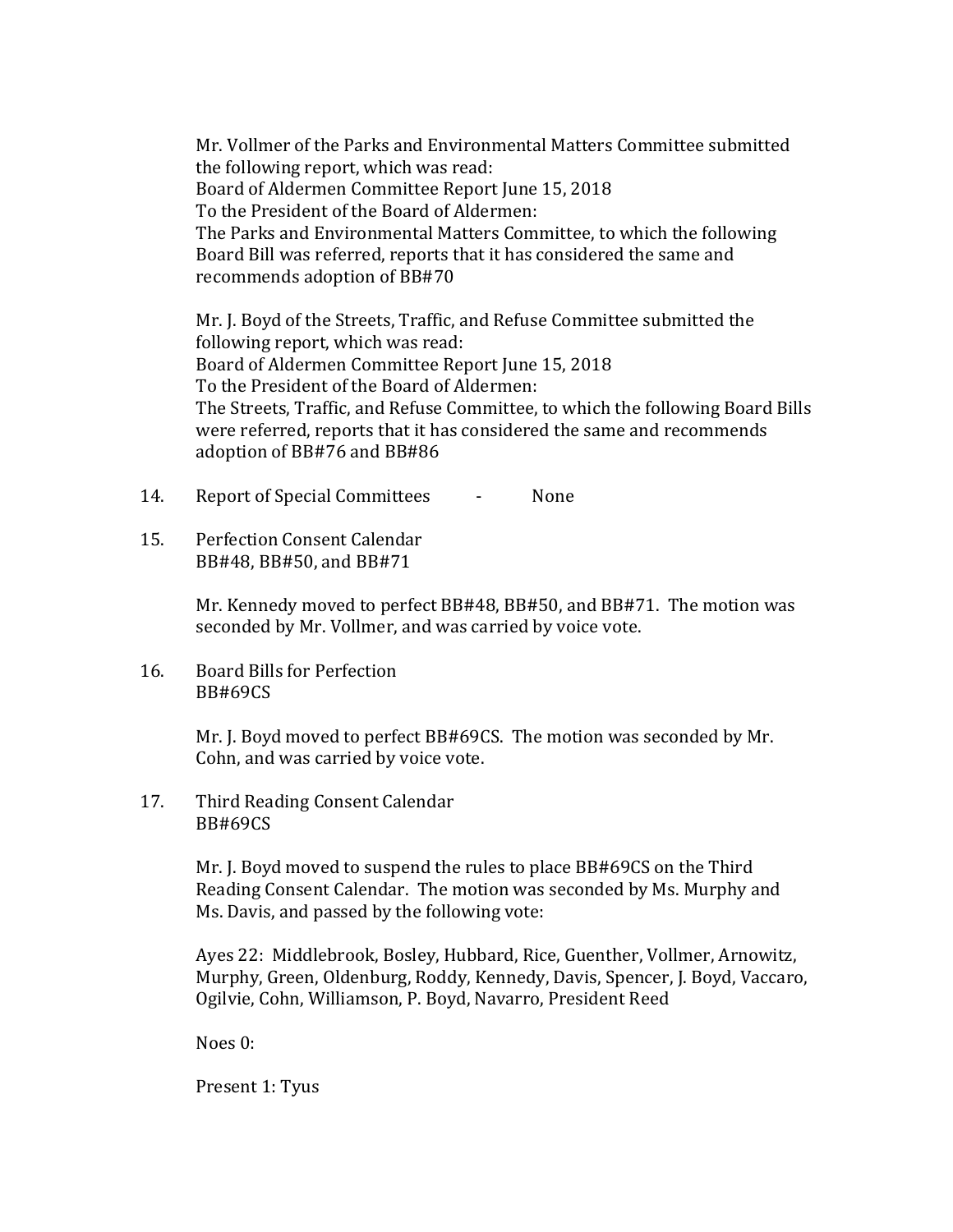Mr. Vollmer of the Parks and Environmental Matters Committee submitted the following report, which was read:
Board of Aldermen Committee Report June 15, 2018
To the President of the Board of Aldermen:
The Parks and Environmental Matters Committee, to which the following Board Bill was referred, reports that it has considered the same and recommends adoption of BB#70

Mr. J. Boyd of the Streets, Traffic, and Refuse Committee submitted the following report, which was read:
Board of Aldermen Committee Report June 15, 2018
To the President of the Board of Aldermen:
The Streets, Traffic, and Refuse Committee, to which the following Board Bills were referred, reports that it has considered the same and recommends adoption of BB#76 and BB#86

14. Report of Special Committees - None

15. Perfection Consent Calendar
BB#48, BB#50, and BB#71

    Mr. Kennedy moved to perfect BB#48, BB#50, and BB#71. The motion was seconded by Mr. Vollmer, and was carried by voice vote.

16. Board Bills for Perfection
BB#69CS

    Mr. J. Boyd moved to perfect BB#69CS. The motion was seconded by Mr. Cohn, and was carried by voice vote.

17. Third Reading Consent Calendar
BB#69CS

    Mr. J. Boyd moved to suspend the rules to place BB#69CS on the Third Reading Consent Calendar. The motion was seconded by Ms. Murphy and Ms. Davis, and passed by the following vote:

    Ayes 22: Middlebrook, Bosley, Hubbard, Rice, Guenther, Vollmer, Arnowitz, Murphy, Green, Oldenburg, Roddy, Kennedy, Davis, Spencer, J. Boyd, Vaccaro, Ogilvie, Cohn, Williamson, P. Boyd, Navarro, President Reed

    Noes 0:

    Present 1: Tyus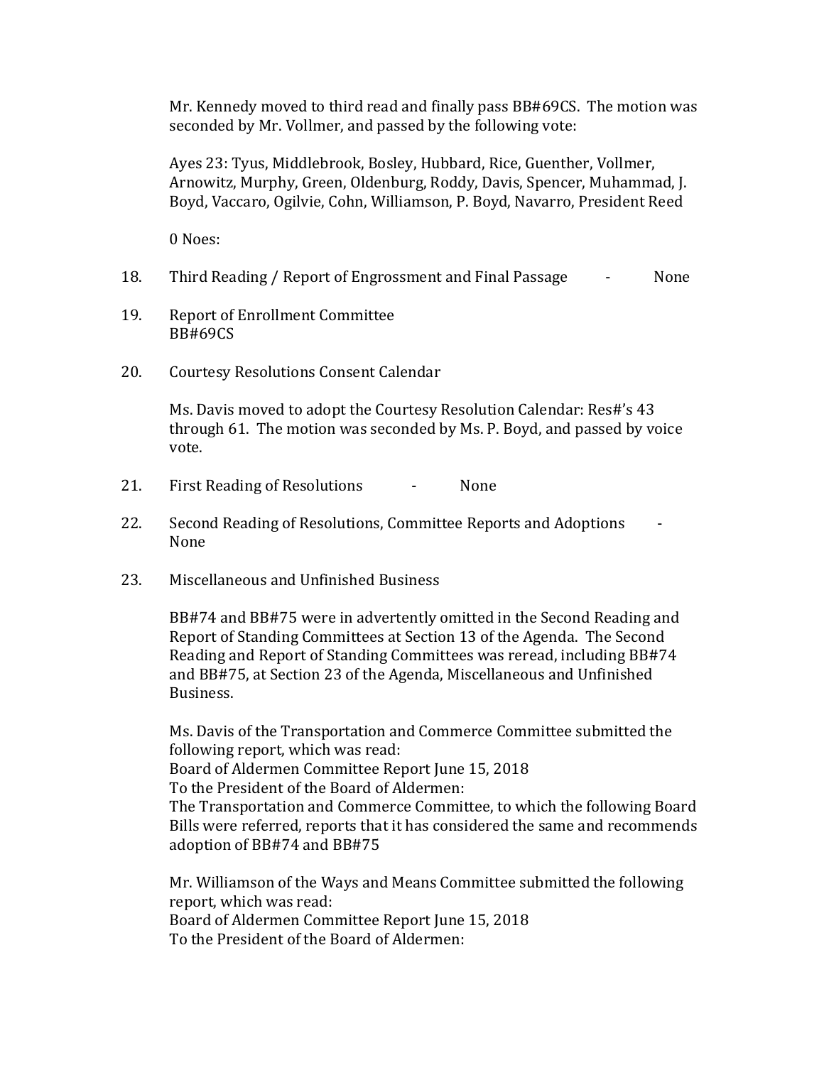Mr. Kennedy moved to third read and finally pass BB#69CS. The motion was seconded by Mr. Vollmer, and passed by the following vote:

Ayes 23: Tyus, Middlebrook, Bosley, Hubbard, Rice, Guenther, Vollmer, Arnowitz, Murphy, Green, Oldenburg, Roddy, Davis, Spencer, Muhammad, J. Boyd, Vaccaro, Ogilvie, Cohn, Williamson, P. Boyd, Navarro, President Reed

0 Noes:

18. Third Reading / Report of Engrossment and Final Passage - None

19. Report of Enrollment Committee
    BB#69CS

20. Courtesy Resolutions Consent Calendar

    Ms. Davis moved to adopt the Courtesy Resolution Calendar: Res#'s 43 through 61. The motion was seconded by Ms. P. Boyd, and passed by voice vote.

21. First Reading of Resolutions - None

22. Second Reading of Resolutions, Committee Reports and Adoptions - None

23. Miscellaneous and Unfinished Business

    BB#74 and BB#75 were in advertently omitted in the Second Reading and Report of Standing Committees at Section 13 of the Agenda. The Second Reading and Report of Standing Committees was reread, including BB#74 and BB#75, at Section 23 of the Agenda, Miscellaneous and Unfinished Business.

    Ms. Davis of the Transportation and Commerce Committee submitted the following report, which was read:
    Board of Aldermen Committee Report June 15, 2018
    To the President of the Board of Aldermen:
    The Transportation and Commerce Committee, to which the following Board Bills were referred, reports that it has considered the same and recommends adoption of BB#74 and BB#75

    Mr. Williamson of the Ways and Means Committee submitted the following report, which was read:
    Board of Aldermen Committee Report June 15, 2018
    To the President of the Board of Aldermen: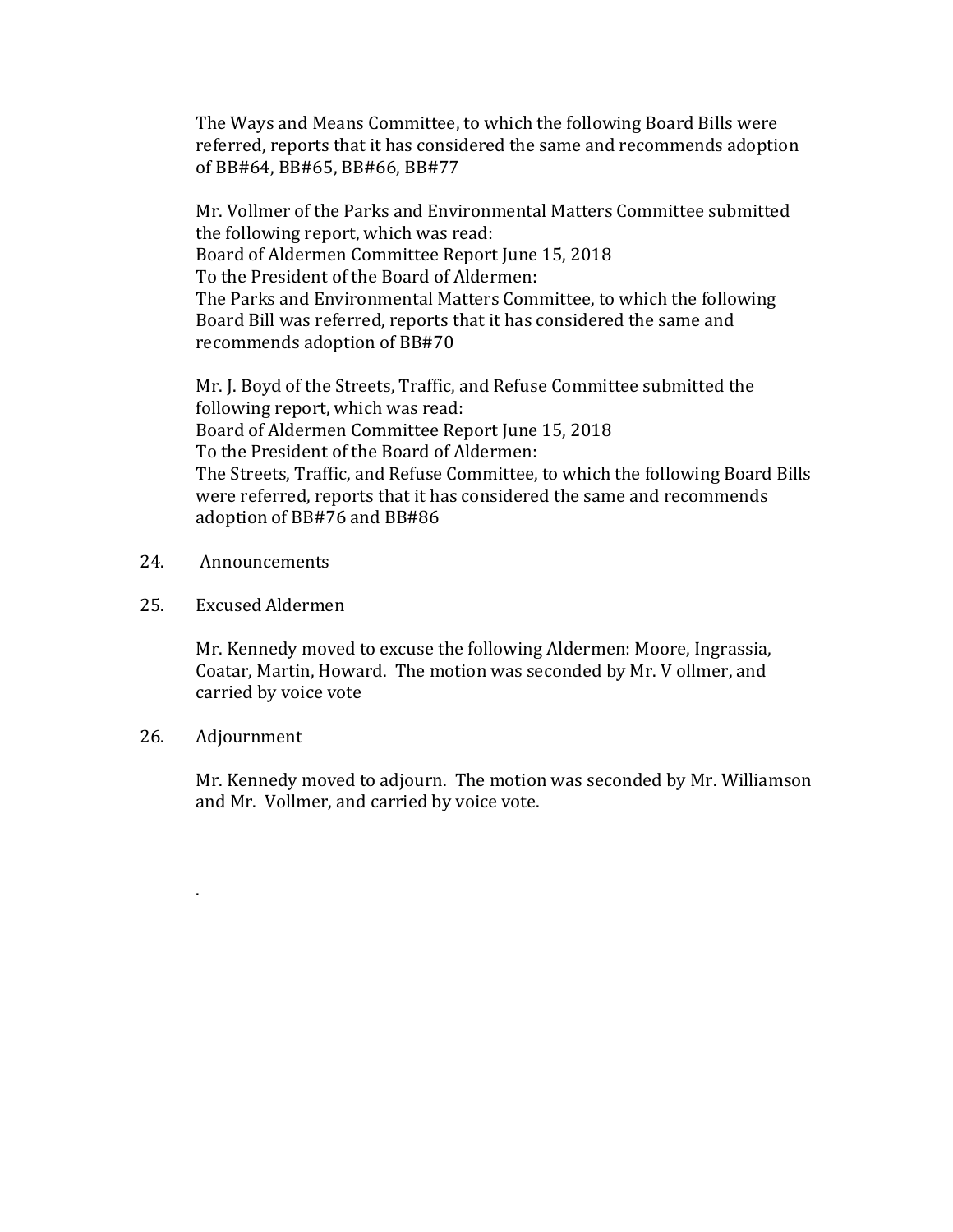The Ways and Means Committee, to which the following Board Bills were referred, reports that it has considered the same and recommends adoption of BB#64, BB#65, BB#66, BB#77

Mr. Vollmer of the Parks and Environmental Matters Committee submitted the following report, which was read:
Board of Aldermen Committee Report June 15, 2018
To the President of the Board of Aldermen:
The Parks and Environmental Matters Committee, to which the following Board Bill was referred, reports that it has considered the same and recommends adoption of BB#70

Mr. J. Boyd of the Streets, Traffic, and Refuse Committee submitted the following report, which was read:
Board of Aldermen Committee Report June 15, 2018
To the President of the Board of Aldermen:
The Streets, Traffic, and Refuse Committee, to which the following Board Bills were referred, reports that it has considered the same and recommends adoption of BB#76 and BB#86

24. Announcements

25. Excused Aldermen

Mr. Kennedy moved to excuse the following Aldermen: Moore, Ingrassia, Coatar, Martin, Howard. The motion was seconded by Mr. V ollmer, and carried by voice vote

26. Adjournment

Mr. Kennedy moved to adjourn. The motion was seconded by Mr. Williamson and Mr. Vollmer, and carried by voice vote.

.